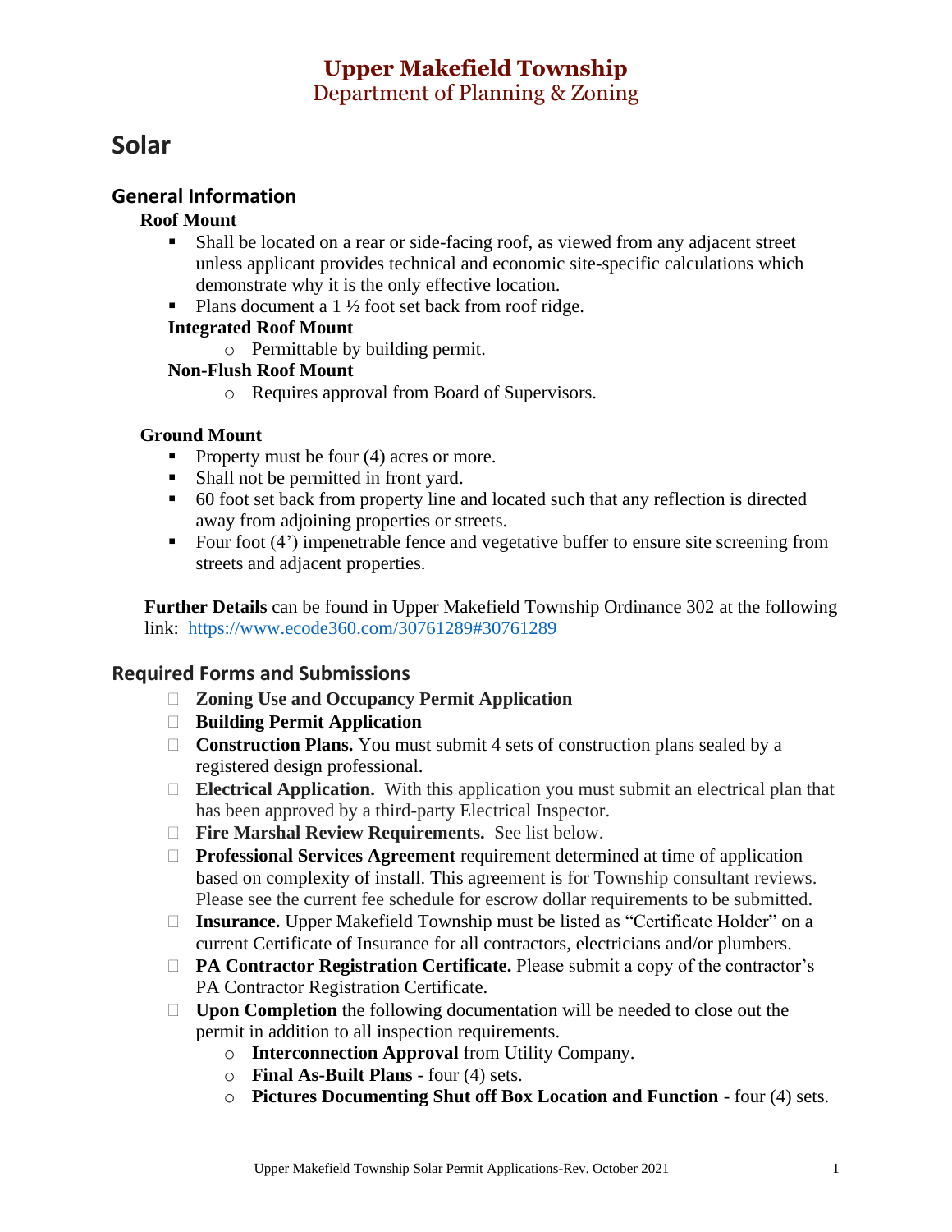# Upper Makefield Township

Department of Planning & Zoning

# Solar

## General Information

**Roof Mount**

- Shall be located on a rear or side-facing roof, as viewed from any adjacent street unless applicant provides technical and economic site-specific calculations which demonstrate why it is the only effective location.
- Plans document a 1 ½ foot set back from roof ridge.

**Integrated Roof Mount**

- Permittable by building permit.

**Non-Flush Roof Mount**

- Requires approval from Board of Supervisors.

**Ground Mount**

- Property must be four (4) acres or more.
- Shall not be permitted in front yard.
- 60 foot set back from property line and located such that any reflection is directed away from adjoining properties or streets.
- Four foot (4') impenetrable fence and vegetative buffer to ensure site screening from streets and adjacent properties.

**Further Details** can be found in Upper Makefield Township Ordinance 302 at the following link: https://www.ecode360.com/30761289#30761289

## Required Forms and Submissions

- [ ] **Zoning Use and Occupancy Permit Application**
- [ ] **Building Permit Application**
- [ ] **Construction Plans.** You must submit 4 sets of construction plans sealed by a registered design professional.
- [ ] **Electrical Application.** With this application you must submit an electrical plan that has been approved by a third-party Electrical Inspector.
- [ ] **Fire Marshal Review Requirements.** See list below.
- [ ] **Professional Services Agreement** requirement determined at time of application based on complexity of install. This agreement is for Township consultant reviews. Please see the current fee schedule for escrow dollar requirements to be submitted.
- [ ] **Insurance.** Upper Makefield Township must be listed as "Certificate Holder" on a current Certificate of Insurance for all contractors, electricians and/or plumbers.
- [ ] **PA Contractor Registration Certificate.** Please submit a copy of the contractor's PA Contractor Registration Certificate.
- [ ] **Upon Completion** the following documentation will be needed to close out the permit in addition to all inspection requirements.
  - **Interconnection Approval** from Utility Company.
  - **Final As-Built Plans** - four (4) sets.
  - **Pictures Documenting Shut off Box Location and Function** - four (4) sets.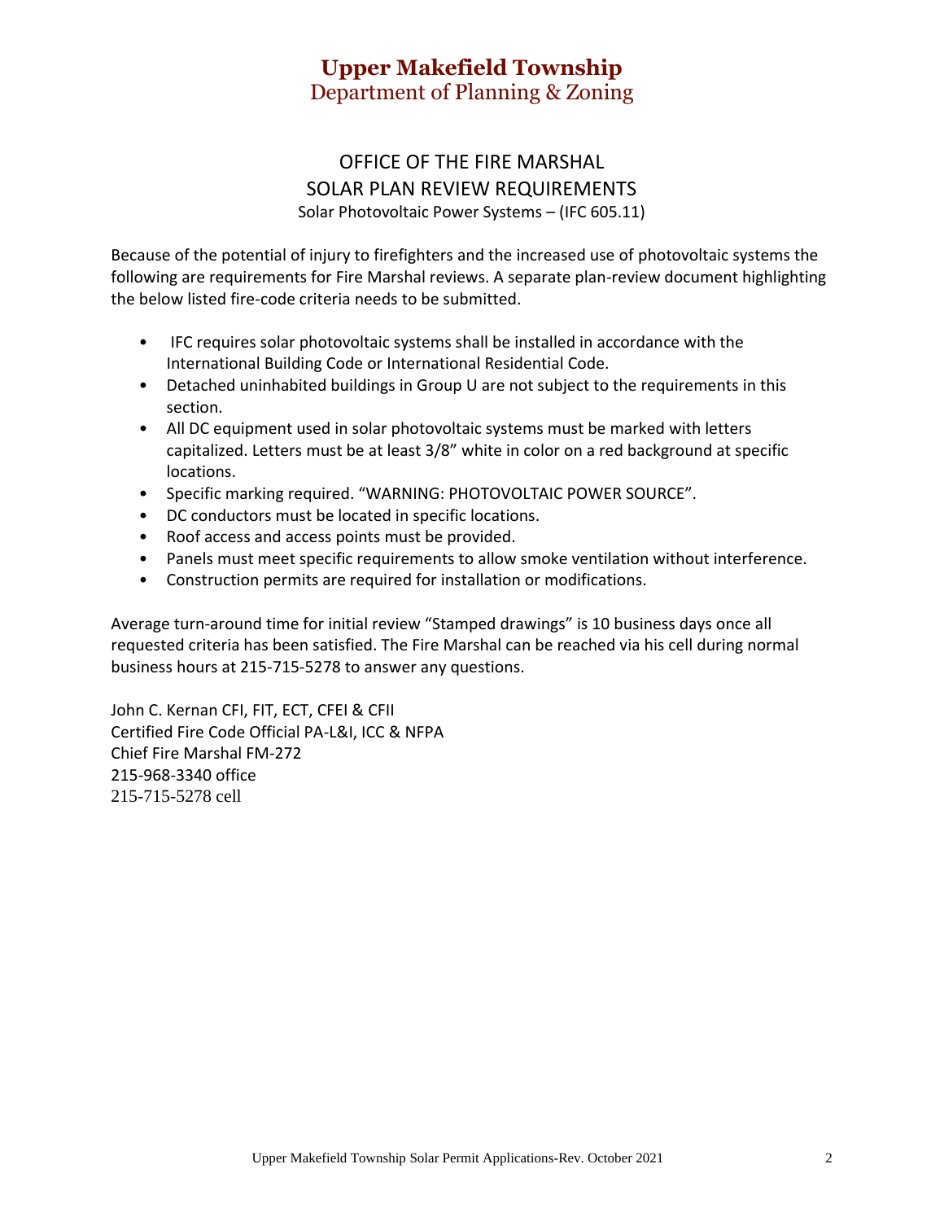# Upper Makefield Township
## Department of Planning & Zoning

### OFFICE OF THE FIRE MARSHAL
### SOLAR PLAN REVIEW REQUIREMENTS
Solar Photovoltaic Power Systems – (IFC 605.11)

Because of the potential of injury to firefighters and the increased use of photovoltaic systems the following are requirements for Fire Marshal reviews. A separate plan-review document highlighting the below listed fire-code criteria needs to be submitted.

- IFC requires solar photovoltaic systems shall be installed in accordance with the International Building Code or International Residential Code.
- Detached uninhabited buildings in Group U are not subject to the requirements in this section.
- All DC equipment used in solar photovoltaic systems must be marked with letters capitalized. Letters must be at least 3/8" white in color on a red background at specific locations.
- Specific marking required. "WARNING: PHOTOVOLTAIC POWER SOURCE".
- DC conductors must be located in specific locations.
- Roof access and access points must be provided.
- Panels must meet specific requirements to allow smoke ventilation without interference.
- Construction permits are required for installation or modifications.

Average turn-around time for initial review "Stamped drawings" is 10 business days once all requested criteria has been satisfied. The Fire Marshal can be reached via his cell during normal business hours at 215-715-5278 to answer any questions.

John C. Kernan CFI, FIT, ECT, CFEI & CFII
Certified Fire Code Official PA-L&I, ICC & NFPA
Chief Fire Marshal FM-272
215-968-3340 office
215-715-5278 cell